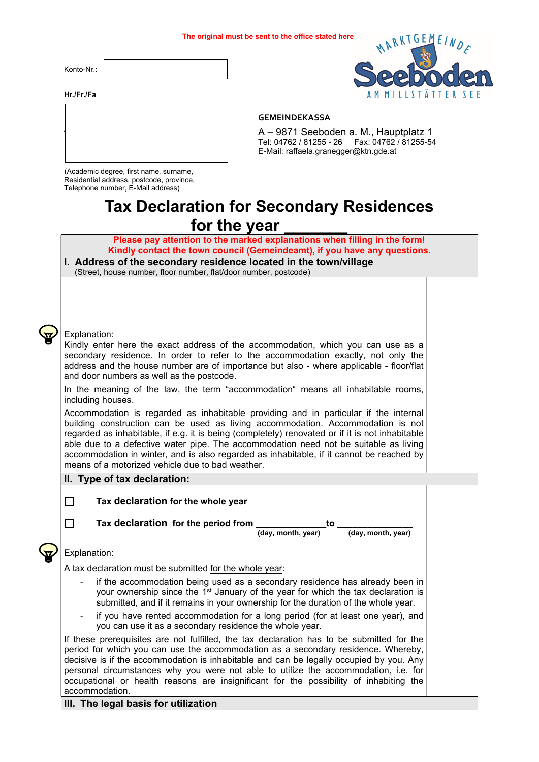**The original must be sent to the office stated here**

Konto-Nr.: 

Hr./Fr./Fa

(Academic degree, first name, surname, Residential address, postcode, province, Telephone number, E-Mail address)

MARKTGEMEINDE Seeboden AM MILLSTÄTTER SEE

**GEMEINDEKASSA**

A – 9871 Seeboden a. M., Hauptplatz 1
Tel: 04762 / 81255 - 26 Fax: 04762 / 81255-54
E-Mail: raffaela.granegger@ktn.gde.at

# Tax Declaration for Secondary Residences for the year _______

**Please pay attention to the marked explanations when filling in the form!**
**Kindly contact the town council (Gemeindeamt), if you have any questions.**

## I. Address of the secondary residence located in the town/village

(Street, house number, floor number, flat/door number, postcode)

Explanation:

Kindly enter here the exact address of the accommodation, which you can use as a secondary residence. In order to refer to the accommodation exactly, not only the address and the house number are of importance but also - where applicable - floor/flat and door numbers as well as the postcode.

In the meaning of the law, the term “accommodation“ means all inhabitable rooms, including houses.

Accommodation is regarded as inhabitable providing and in particular if the internal building construction can be used as living accommodation. Accommodation is not regarded as inhabitable, if e.g. it is being (completely) renovated or if it is not inhabitable able due to a defective water pipe. The accommodation need not be suitable as living accommodation in winter, and is also regarded as inhabitable, if it cannot be reached by means of a motorized vehicle due to bad weather.

## II. Type of tax declaration:

☐ **Tax declaration for the whole year**

☐ **Tax declaration for the period from _____________to ______________**
(day, month, year) (day, month, year)

Explanation:

A tax declaration must be submitted for the whole year:

- if the accommodation being used as a secondary residence has already been in your ownership since the 1st January of the year for which the tax declaration is submitted, and if it remains in your ownership for the duration of the whole year.
- if you have rented accommodation for a long period (for at least one year), and you can use it as a secondary residence the whole year.

If these prerequisites are not fulfilled, the tax declaration has to be submitted for the period for which you can use the accommodation as a secondary residence. Whereby, decisive is if the accommodation is inhabitable and can be legally occupied by you. Any personal circumstances why you were not able to utilize the accommodation, i.e. for occupational or health reasons are insignificant for the possibility of inhabiting the accommodation.

## III. The legal basis for utilization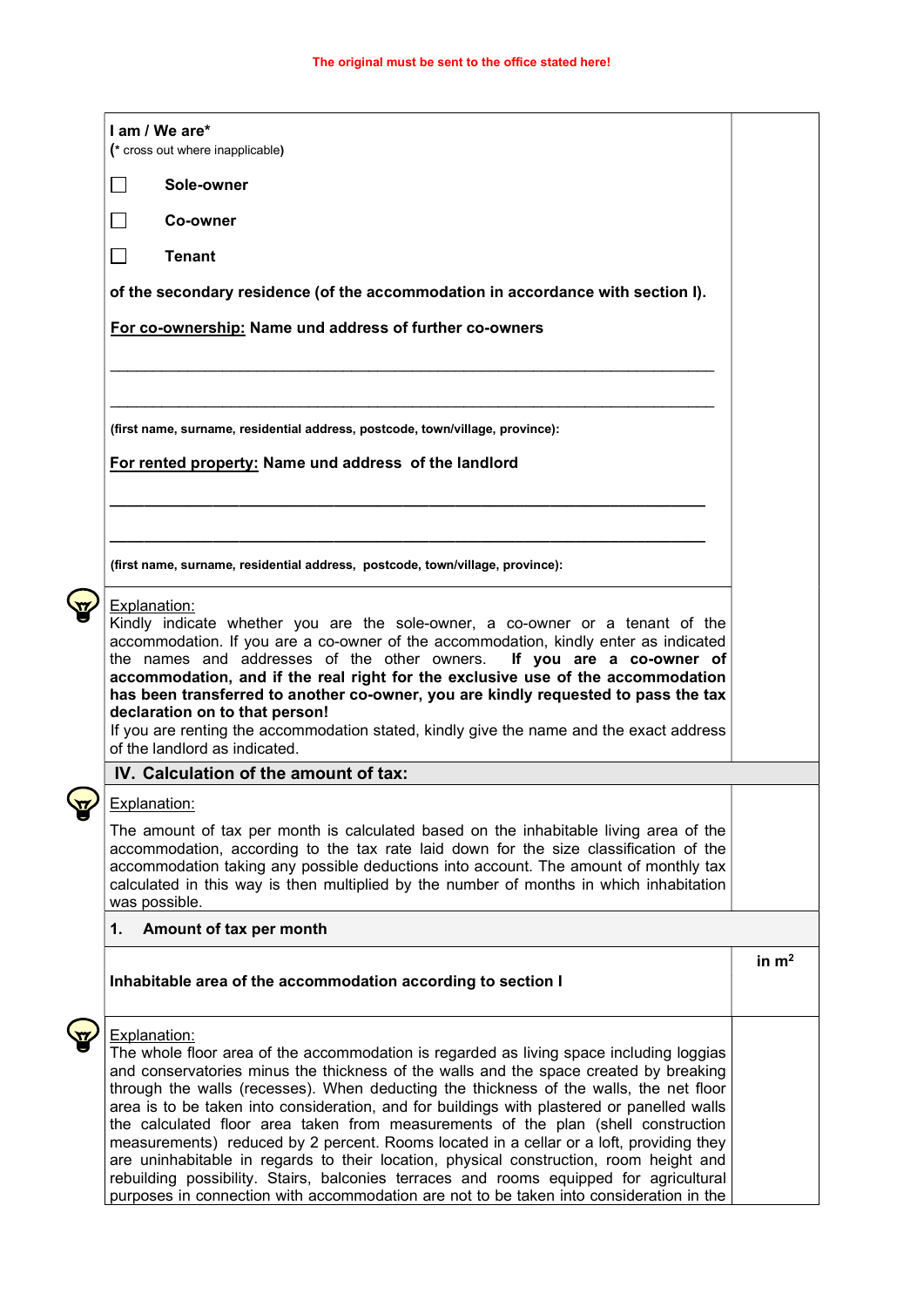**The original must be sent to the office stated here!**

**I am / We are***
**(*** cross out where inapplicable**)**

☐ **Sole-owner**

☐ **Co-owner**

☐ **Tenant**

**of the secondary residence (of the accommodation in accordance with section I).**

**For co-ownership:** **Name und address of further co-owners**

\_\_\_\_\_\_\_\_\_\_\_\_\_\_\_\_\_\_\_\_\_\_\_\_\_\_\_\_\_\_\_\_\_\_\_\_\_\_\_\_\_\_\_\_\_\_\_\_\_\_\_\_\_\_\_\_\_\_\_\_\_\_\_\_\_\_\_\_\_\_

\_\_\_\_\_\_\_\_\_\_\_\_\_\_\_\_\_\_\_\_\_\_\_\_\_\_\_\_\_\_\_\_\_\_\_\_\_\_\_\_\_\_\_\_\_\_\_\_\_\_\_\_\_\_\_\_\_\_\_\_\_\_\_\_\_\_\_\_\_\_

**(first name, surname, residential address, postcode, town/village, province):**

**For rented property:** **Name und address of the landlord**

\_\_\_\_\_\_\_\_\_\_\_\_\_\_\_\_\_\_\_\_\_\_\_\_\_\_\_\_\_\_\_\_\_\_\_\_\_\_\_\_\_\_\_\_\_\_\_\_\_\_\_\_\_\_\_\_\_\_\_\_\_\_\_\_\_\_\_\_\_\_

\_\_\_\_\_\_\_\_\_\_\_\_\_\_\_\_\_\_\_\_\_\_\_\_\_\_\_\_\_\_\_\_\_\_\_\_\_\_\_\_\_\_\_\_\_\_\_\_\_\_\_\_\_\_\_\_\_\_\_\_\_\_\_\_\_\_\_\_\_\_

**(first name, surname, residential address, postcode, town/village, province):**

Explanation:
Kindly indicate whether you are the sole-owner, a co-owner or a tenant of the accommodation. If you are a co-owner of the accommodation, kindly enter as indicated the names and addresses of the other owners. **If you are a co-owner of accommodation, and if the real right for the exclusive use of the accommodation has been transferred to another co-owner, you are kindly requested to pass the tax declaration on to that person!**
If you are renting the accommodation stated, kindly give the name and the exact address of the landlord as indicated.

## IV. Calculation of the amount of tax:

Explanation:

The amount of tax per month is calculated based on the inhabitable living area of the accommodation, according to the tax rate laid down for the size classification of the accommodation taking any possible deductions into account. The amount of monthly tax calculated in this way is then multiplied by the number of months in which inhabitation was possible.

### 1. Amount of tax per month

| | in $m^2$ |
|---|---|
| **Inhabitable area of the accommodation according to section I** | |

Explanation:
The whole floor area of the accommodation is regarded as living space including loggias and conservatories minus the thickness of the walls and the space created by breaking through the walls (recesses). When deducting the thickness of the walls, the net floor area is to be taken into consideration, and for buildings with plastered or panelled walls the calculated floor area taken from measurements of the plan (shell construction measurements) reduced by 2 percent. Rooms located in a cellar or a loft, providing they are uninhabitable in regards to their location, physical construction, room height and rebuilding possibility. Stairs, balconies terraces and rooms equipped for agricultural purposes in connection with accommodation are not to be taken into consideration in the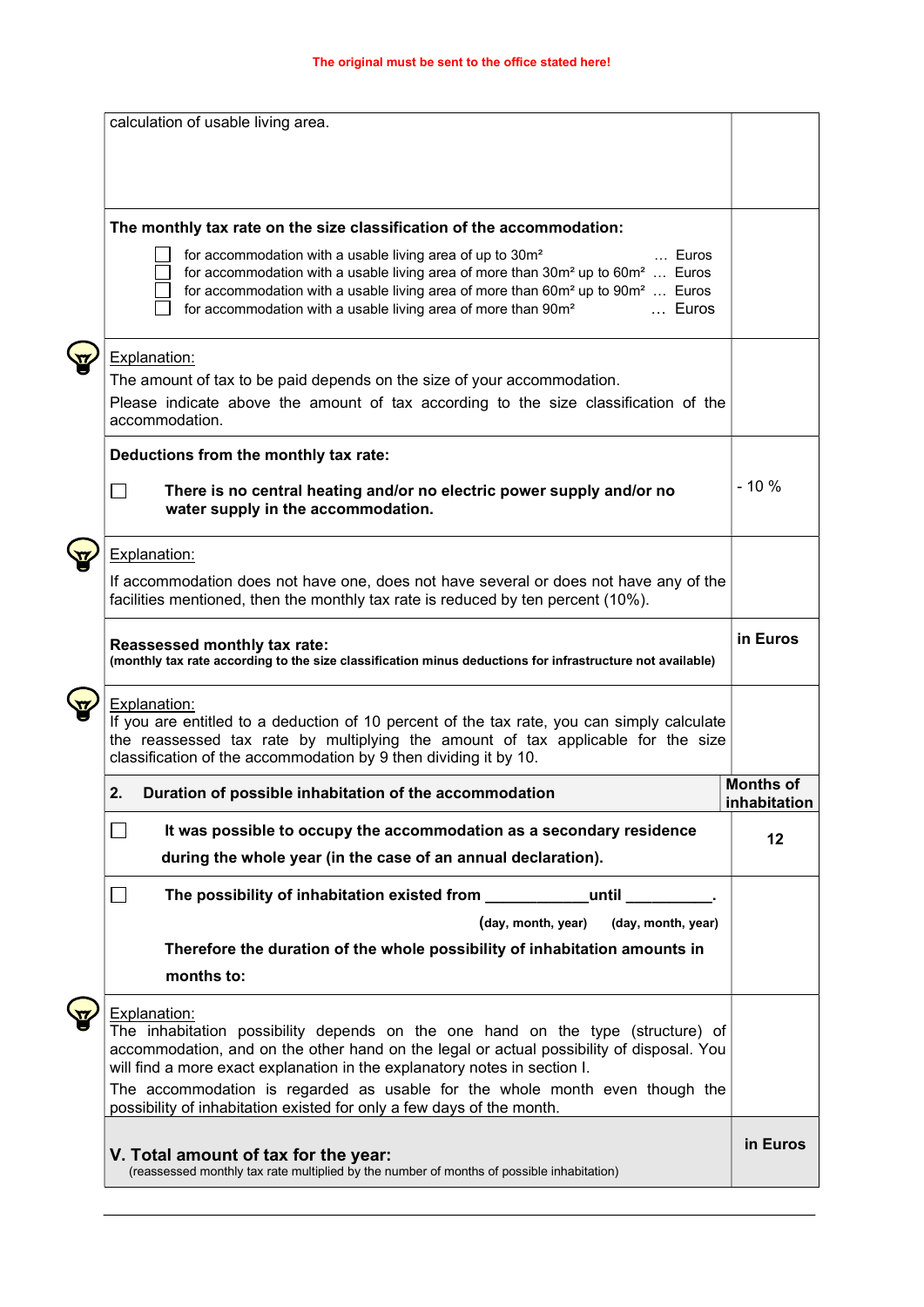**The original must be sent to the office stated here!**

| | |
|---|---|
| calculation of usable living area. | |
| **The monthly tax rate on the size classification of the accommodation:**<br>☐ for accommodation with a usable living area of up to 30m² … Euros<br>☐ for accommodation with a usable living area of more than 30m² up to 60m² … Euros<br>☐ for accommodation with a usable living area of more than 60m² up to 90m² … Euros<br>☐ for accommodation with a usable living area of more than 90m² … Euros | |
| Explanation:<br>The amount of tax to be paid depends on the size of your accommodation.<br>Please indicate above the amount of tax according to the size classification of the accommodation. | |
| **Deductions from the monthly tax rate:**<br>☐ **There is no central heating and/or no electric power supply and/or no water supply in the accommodation.** | - 10 % |
| Explanation:<br>If accommodation does not have one, does not have several or does not have any of the facilities mentioned, then the monthly tax rate is reduced by ten percent (10%). | |
| **Reassessed monthly tax rate:**<br>**(monthly tax rate according to the size classification minus deductions for infrastructure not available)** | **in Euros** |
| Explanation:<br>If you are entitled to a deduction of 10 percent of the tax rate, you can simply calculate the reassessed tax rate by multiplying the amount of tax applicable for the size classification of the accommodation by 9 then dividing it by 10. | |
| **2. Duration of possible inhabitation of the accommodation** | **Months of inhabitation** |
| ☐ **It was possible to occupy the accommodation as a secondary residence during the whole year (in the case of an annual declaration).** | **12** |
| ☐ **The possibility of inhabitation existed from ___________ until __________.**<br>**(day, month, year) (day, month, year)**<br>**Therefore the duration of the whole possibility of inhabitation amounts in months to:** | |
| Explanation:<br>The inhabitation possibility depends on the one hand on the type (structure) of accommodation, and on the other hand on the legal or actual possibility of disposal. You will find a more exact explanation in the explanatory notes in section I.<br>The accommodation is regarded as usable for the whole month even though the possibility of inhabitation existed for only a few days of the month. | |
| **V. Total amount of tax for the year:**<br>(reassessed monthly tax rate multiplied by the number of months of possible inhabitation) | **in Euros** |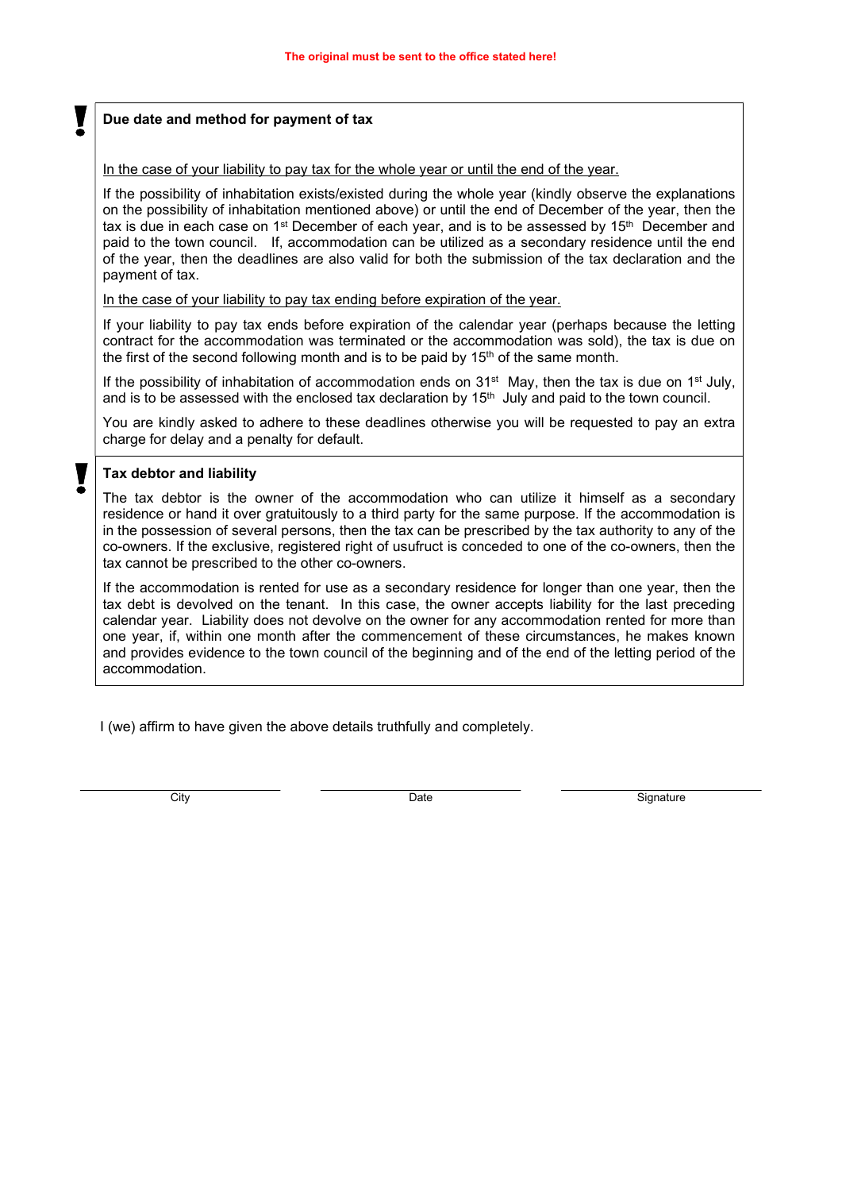**The original must be sent to the office stated here!**

**Due date and method for payment of tax**

In the case of your liability to pay tax for the whole year or until the end of the year.

If the possibility of inhabitation exists/existed during the whole year (kindly observe the explanations on the possibility of inhabitation mentioned above) or until the end of December of the year, then the tax is due in each case on 1st December of each year, and is to be assessed by 15th December and paid to the town council. If, accommodation can be utilized as a secondary residence until the end of the year, then the deadlines are also valid for both the submission of the tax declaration and the payment of tax.

In the case of your liability to pay tax ending before expiration of the year.

If your liability to pay tax ends before expiration of the calendar year (perhaps because the letting contract for the accommodation was terminated or the accommodation was sold), the tax is due on the first of the second following month and is to be paid by 15th of the same month.

If the possibility of inhabitation of accommodation ends on 31st May, then the tax is due on 1st July, and is to be assessed with the enclosed tax declaration by 15th July and paid to the town council.

You are kindly asked to adhere to these deadlines otherwise you will be requested to pay an extra charge for delay and a penalty for default.

**Tax debtor and liability**

The tax debtor is the owner of the accommodation who can utilize it himself as a secondary residence or hand it over gratuitously to a third party for the same purpose. If the accommodation is in the possession of several persons, then the tax can be prescribed by the tax authority to any of the co-owners. If the exclusive, registered right of usufruct is conceded to one of the co-owners, then the tax cannot be prescribed to the other co-owners.

If the accommodation is rented for use as a secondary residence for longer than one year, then the tax debt is devolved on the tenant. In this case, the owner accepts liability for the last preceding calendar year. Liability does not devolve on the owner for any accommodation rented for more than one year, if, within one month after the commencement of these circumstances, he makes known and provides evidence to the town council of the beginning and of the end of the letting period of the accommodation.

I (we) affirm to have given the above details truthfully and completely.

City ____________________ Date ____________________ Signature ____________________